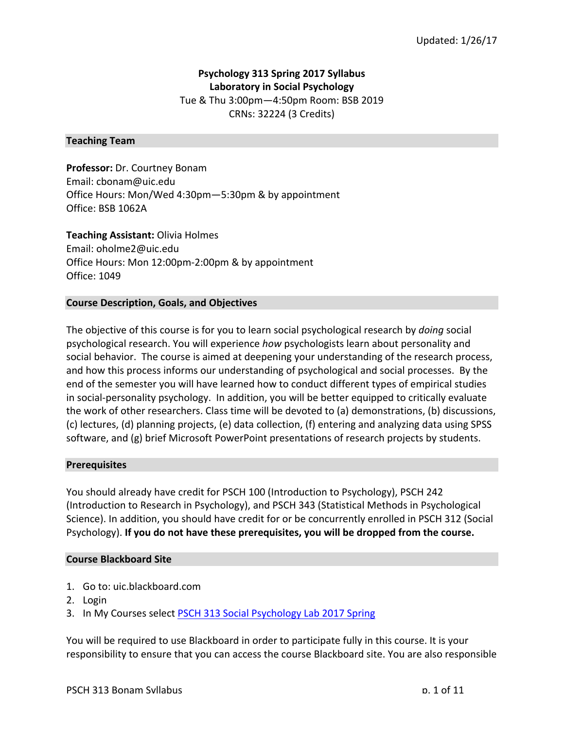Updated: 1/26/17

# Psychology 313 Spring 2017 Syllabus
## Laboratory in Social Psychology

Tue & Thu 3:00pm—4:50pm Room: BSB 2019
CRNs: 32224 (3 Credits)

## Teaching Team

**Professor:** Dr. Courtney Bonam
Email: cbonam@uic.edu
Office Hours: Mon/Wed 4:30pm—5:30pm & by appointment
Office: BSB 1062A

**Teaching Assistant:** Olivia Holmes
Email: oholme2@uic.edu
Office Hours: Mon 12:00pm-2:00pm & by appointment
Office: 1049

## Course Description, Goals, and Objectives

The objective of this course is for you to learn social psychological research by *doing* social psychological research. You will experience *how* psychologists learn about personality and social behavior. The course is aimed at deepening your understanding of the research process, and how this process informs our understanding of psychological and social processes. By the end of the semester you will have learned how to conduct different types of empirical studies in social-personality psychology. In addition, you will be better equipped to critically evaluate the work of other researchers. Class time will be devoted to (a) demonstrations, (b) discussions, (c) lectures, (d) planning projects, (e) data collection, (f) entering and analyzing data using SPSS software, and (g) brief Microsoft PowerPoint presentations of research projects by students.

## Prerequisites

You should already have credit for PSCH 100 (Introduction to Psychology), PSCH 242 (Introduction to Research in Psychology), and PSCH 343 (Statistical Methods in Psychological Science). In addition, you should have credit for or be concurrently enrolled in PSCH 312 (Social Psychology). **If you do not have these prerequisites, you will be dropped from the course.**

## Course Blackboard Site

1. Go to: uic.blackboard.com
2. Login
3. In My Courses select PSCH 313 Social Psychology Lab 2017 Spring

You will be required to use Blackboard in order to participate fully in this course. It is your responsibility to ensure that you can access the course Blackboard site. You are also responsible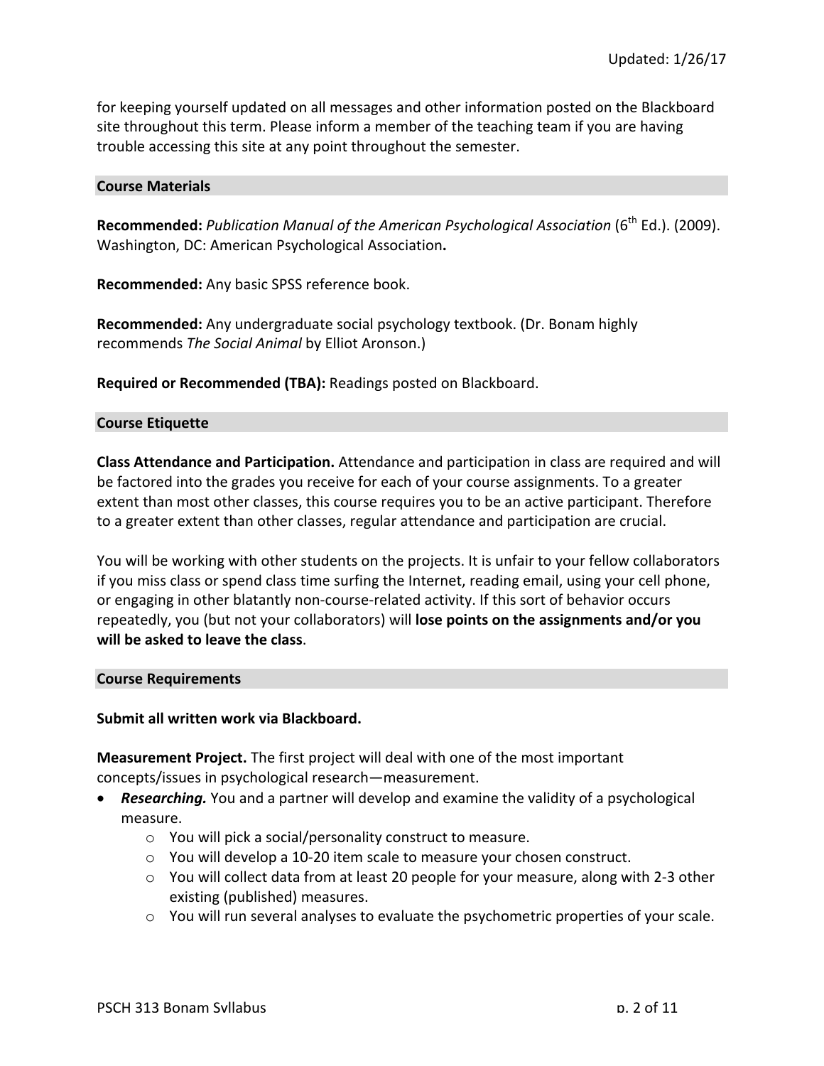for keeping yourself updated on all messages and other information posted on the Blackboard site throughout this term. Please inform a member of the teaching team if you are having trouble accessing this site at any point throughout the semester.

## Course Materials

**Recommended:** *Publication Manual of the American Psychological Association* (6th Ed.). (2009). Washington, DC: American Psychological Association**.**

**Recommended:** Any basic SPSS reference book.

**Recommended:** Any undergraduate social psychology textbook. (Dr. Bonam highly recommends *The Social Animal* by Elliot Aronson.)

**Required or Recommended (TBA):** Readings posted on Blackboard.

## Course Etiquette

**Class Attendance and Participation.** Attendance and participation in class are required and will be factored into the grades you receive for each of your course assignments. To a greater extent than most other classes, this course requires you to be an active participant. Therefore to a greater extent than other classes, regular attendance and participation are crucial.

You will be working with other students on the projects. It is unfair to your fellow collaborators if you miss class or spend class time surfing the Internet, reading email, using your cell phone, or engaging in other blatantly non-course-related activity. If this sort of behavior occurs repeatedly, you (but not your collaborators) will **lose points on the assignments and/or you will be asked to leave the class**.

## Course Requirements

**Submit all written work via Blackboard.**

**Measurement Project.** The first project will deal with one of the most important concepts/issues in psychological research—measurement.

- ***Researching.*** You and a partner will develop and examine the validity of a psychological measure.
  - You will pick a social/personality construct to measure.
  - You will develop a 10-20 item scale to measure your chosen construct.
  - You will collect data from at least 20 people for your measure, along with 2-3 other existing (published) measures.
  - You will run several analyses to evaluate the psychometric properties of your scale.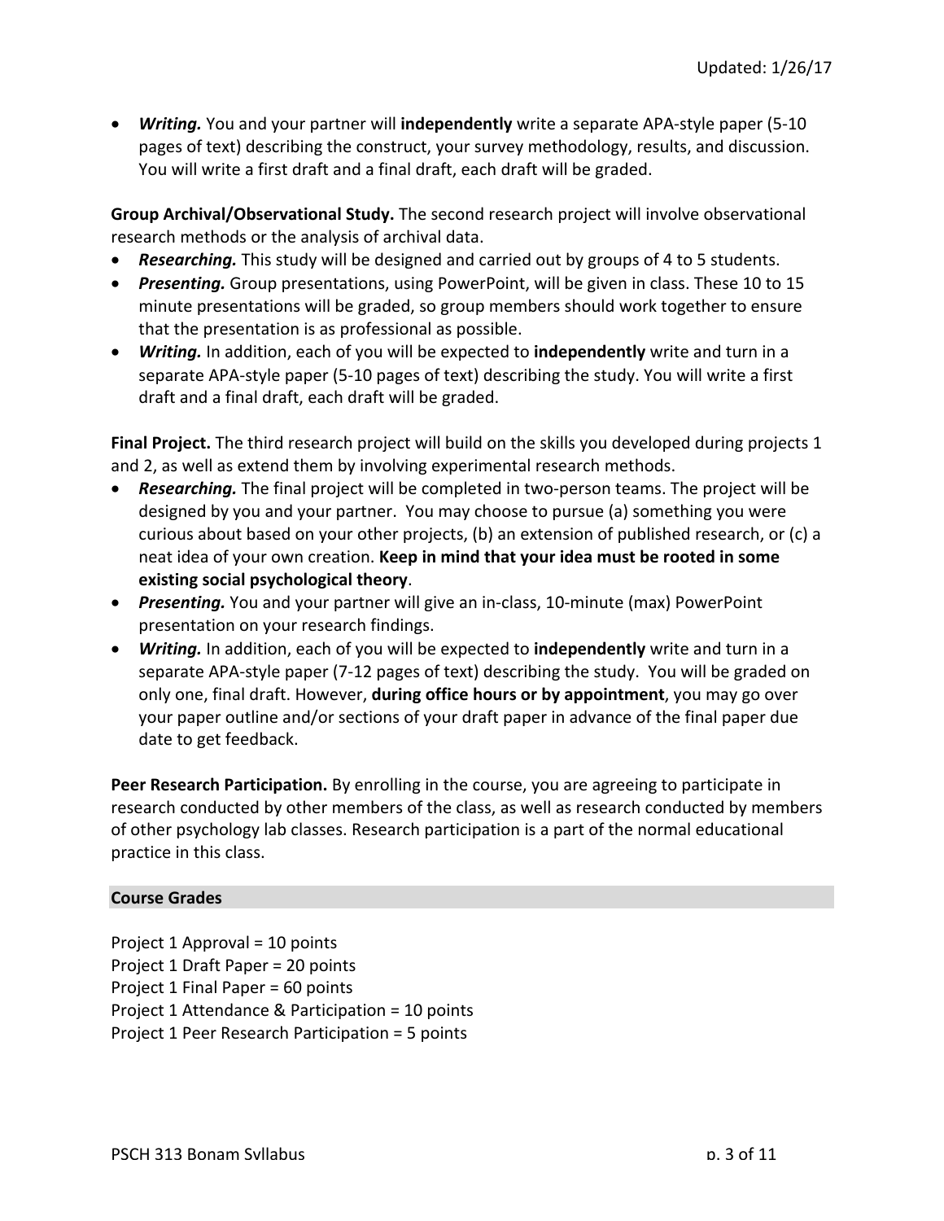- ***Writing.*** You and your partner will **independently** write a separate APA-style paper (5-10 pages of text) describing the construct, your survey methodology, results, and discussion. You will write a first draft and a final draft, each draft will be graded.

**Group Archival/Observational Study.** The second research project will involve observational research methods or the analysis of archival data.

- ***Researching.*** This study will be designed and carried out by groups of 4 to 5 students.
- ***Presenting.*** Group presentations, using PowerPoint, will be given in class. These 10 to 15 minute presentations will be graded, so group members should work together to ensure that the presentation is as professional as possible.
- ***Writing.*** In addition, each of you will be expected to **independently** write and turn in a separate APA-style paper (5-10 pages of text) describing the study. You will write a first draft and a final draft, each draft will be graded.

**Final Project.** The third research project will build on the skills you developed during projects 1 and 2, as well as extend them by involving experimental research methods.

- ***Researching.*** The final project will be completed in two-person teams. The project will be designed by you and your partner. You may choose to pursue (a) something you were curious about based on your other projects, (b) an extension of published research, or (c) a neat idea of your own creation. **Keep in mind that your idea must be rooted in some existing social psychological theory**.
- ***Presenting.*** You and your partner will give an in-class, 10-minute (max) PowerPoint presentation on your research findings.
- ***Writing.*** In addition, each of you will be expected to **independently** write and turn in a separate APA-style paper (7-12 pages of text) describing the study. You will be graded on only one, final draft. However, **during office hours or by appointment**, you may go over your paper outline and/or sections of your draft paper in advance of the final paper due date to get feedback.

**Peer Research Participation.** By enrolling in the course, you are agreeing to participate in research conducted by other members of the class, as well as research conducted by members of other psychology lab classes. Research participation is a part of the normal educational practice in this class.

## Course Grades

Project 1 Approval = 10 points
Project 1 Draft Paper = 20 points
Project 1 Final Paper = 60 points
Project 1 Attendance & Participation = 10 points
Project 1 Peer Research Participation = 5 points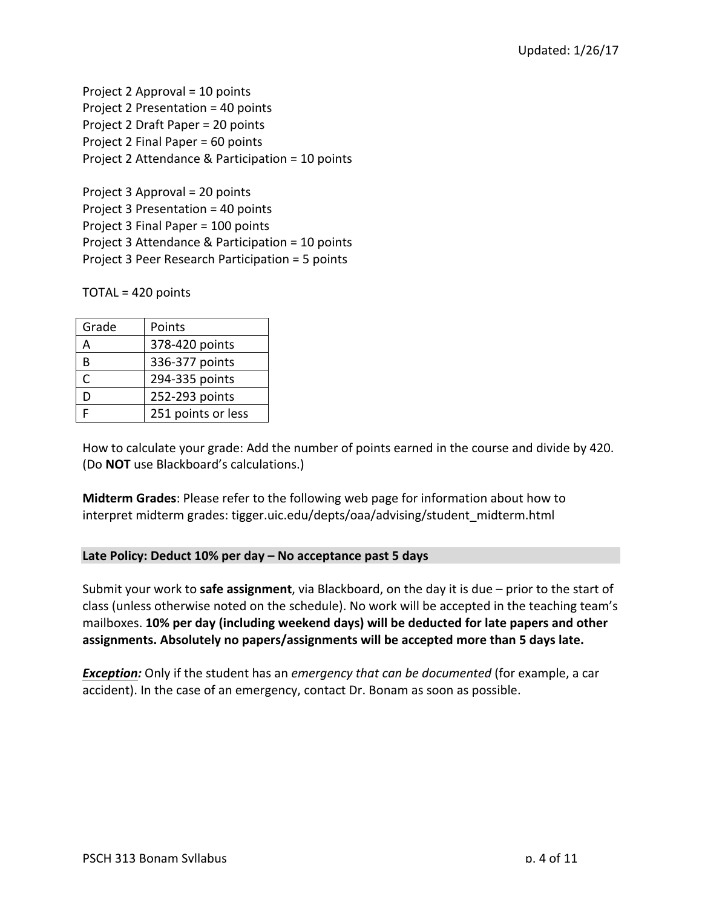Project 2 Approval = 10 points
Project 2 Presentation = 40 points
Project 2 Draft Paper = 20 points
Project 2 Final Paper = 60 points
Project 2 Attendance & Participation = 10 points

Project 3 Approval = 20 points
Project 3 Presentation = 40 points
Project 3 Final Paper = 100 points
Project 3 Attendance & Participation = 10 points
Project 3 Peer Research Participation = 5 points

TOTAL = 420 points

| Grade | Points |
|---|---|
| A | 378-420 points |
| B | 336-377 points |
| C | 294-335 points |
| D | 252-293 points |
| F | 251 points or less |

How to calculate your grade: Add the number of points earned in the course and divide by 420. (Do **NOT** use Blackboard's calculations.)

**Midterm Grades**: Please refer to the following web page for information about how to interpret midterm grades: tigger.uic.edu/depts/oaa/advising/student_midterm.html

**Late Policy: Deduct 10% per day – No acceptance past 5 days**

Submit your work to **safe assignment**, via Blackboard, on the day it is due – prior to the start of class (unless otherwise noted on the schedule). No work will be accepted in the teaching team's mailboxes. **10% per day (including weekend days) will be deducted for late papers and other assignments. Absolutely no papers/assignments will be accepted more than 5 days late.**

***Exception:*** Only if the student has an *emergency that can be documented* (for example, a car accident). In the case of an emergency, contact Dr. Bonam as soon as possible.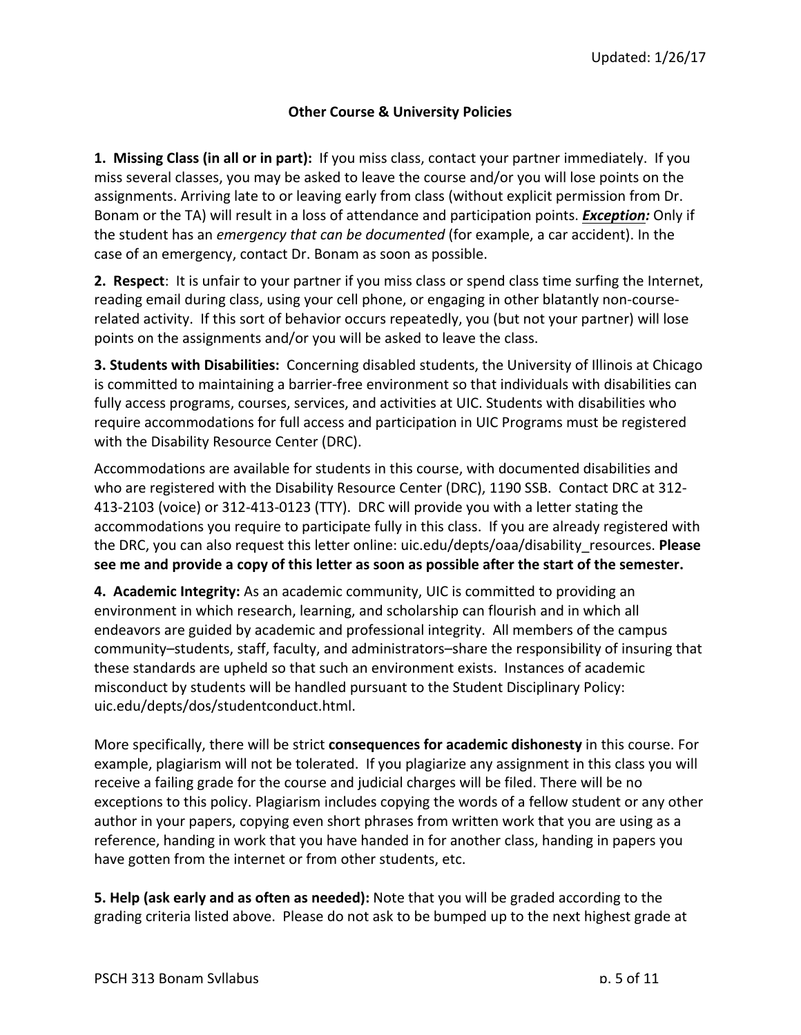## Other Course & University Policies

**1. Missing Class (in all or in part):** If you miss class, contact your partner immediately. If you miss several classes, you may be asked to leave the course and/or you will lose points on the assignments. Arriving late to or leaving early from class (without explicit permission from Dr. Bonam or the TA) will result in a loss of attendance and participation points. ***Exception:*** Only if the student has an *emergency that can be documented* (for example, a car accident). In the case of an emergency, contact Dr. Bonam as soon as possible.

**2. Respect**: It is unfair to your partner if you miss class or spend class time surfing the Internet, reading email during class, using your cell phone, or engaging in other blatantly non-course-related activity. If this sort of behavior occurs repeatedly, you (but not your partner) will lose points on the assignments and/or you will be asked to leave the class.

**3. Students with Disabilities:** Concerning disabled students, the University of Illinois at Chicago is committed to maintaining a barrier-free environment so that individuals with disabilities can fully access programs, courses, services, and activities at UIC. Students with disabilities who require accommodations for full access and participation in UIC Programs must be registered with the Disability Resource Center (DRC).

Accommodations are available for students in this course, with documented disabilities and who are registered with the Disability Resource Center (DRC), 1190 SSB. Contact DRC at 312-413-2103 (voice) or 312-413-0123 (TTY). DRC will provide you with a letter stating the accommodations you require to participate fully in this class. If you are already registered with the DRC, you can also request this letter online: uic.edu/depts/oaa/disability_resources. **Please see me and provide a copy of this letter as soon as possible after the start of the semester.**

**4. Academic Integrity:** As an academic community, UIC is committed to providing an environment in which research, learning, and scholarship can flourish and in which all endeavors are guided by academic and professional integrity. All members of the campus community–students, staff, faculty, and administrators–share the responsibility of insuring that these standards are upheld so that such an environment exists. Instances of academic misconduct by students will be handled pursuant to the Student Disciplinary Policy: uic.edu/depts/dos/studentconduct.html.

More specifically, there will be strict **consequences for academic dishonesty** in this course. For example, plagiarism will not be tolerated. If you plagiarize any assignment in this class you will receive a failing grade for the course and judicial charges will be filed. There will be no exceptions to this policy. Plagiarism includes copying the words of a fellow student or any other author in your papers, copying even short phrases from written work that you are using as a reference, handing in work that you have handed in for another class, handing in papers you have gotten from the internet or from other students, etc.

**5. Help (ask early and as often as needed):** Note that you will be graded according to the grading criteria listed above. Please do not ask to be bumped up to the next highest grade at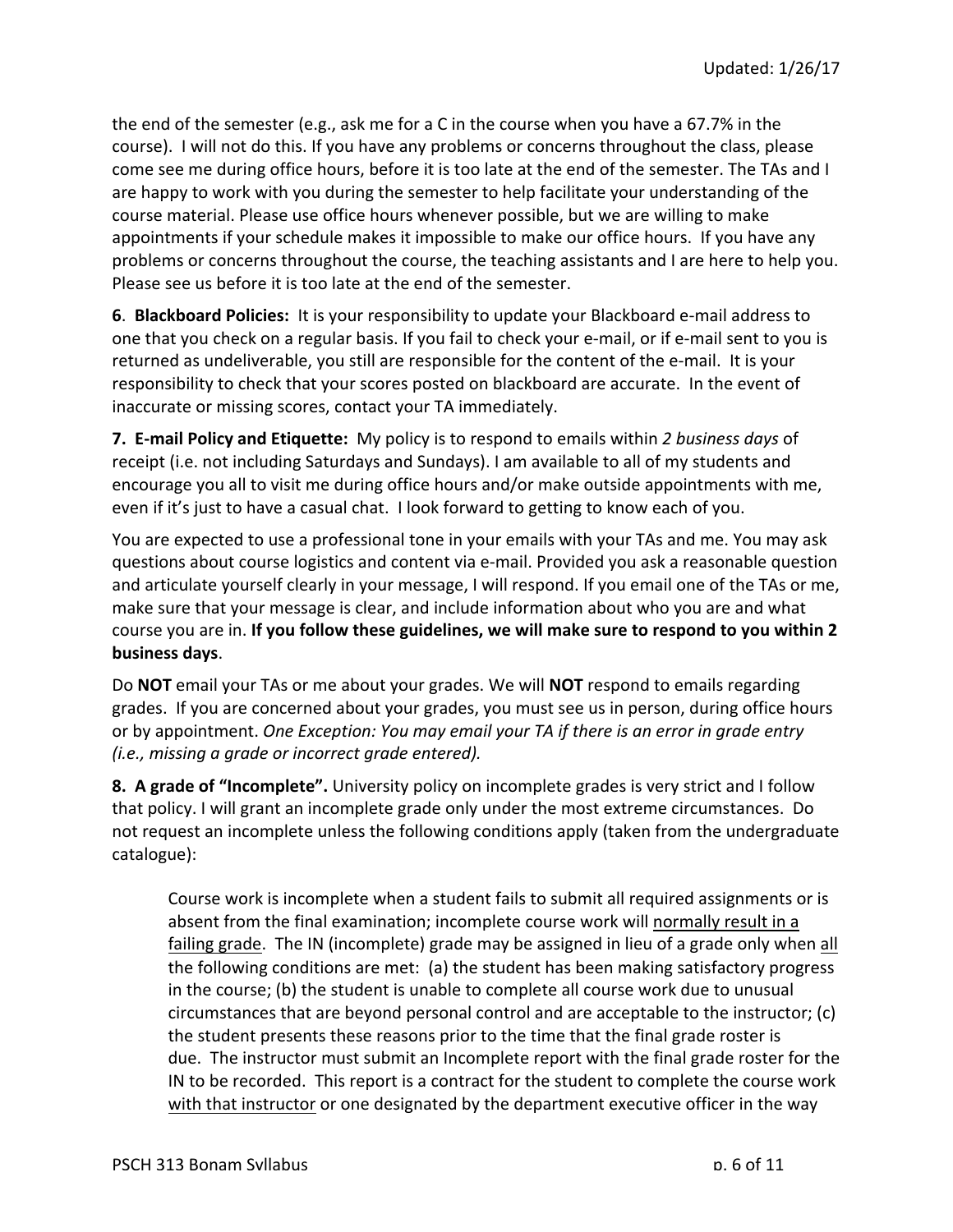the end of the semester (e.g., ask me for a C in the course when you have a 67.7% in the course). I will not do this. If you have any problems or concerns throughout the class, please come see me during office hours, before it is too late at the end of the semester. The TAs and I are happy to work with you during the semester to help facilitate your understanding of the course material. Please use office hours whenever possible, but we are willing to make appointments if your schedule makes it impossible to make our office hours. If you have any problems or concerns throughout the course, the teaching assistants and I are here to help you. Please see us before it is too late at the end of the semester.

**6**. **Blackboard Policies:** It is your responsibility to update your Blackboard e-mail address to one that you check on a regular basis. If you fail to check your e-mail, or if e-mail sent to you is returned as undeliverable, you still are responsible for the content of the e-mail. It is your responsibility to check that your scores posted on blackboard are accurate. In the event of inaccurate or missing scores, contact your TA immediately.

**7. E-mail Policy and Etiquette:** My policy is to respond to emails within *2 business days* of receipt (i.e. not including Saturdays and Sundays). I am available to all of my students and encourage you all to visit me during office hours and/or make outside appointments with me, even if it's just to have a casual chat. I look forward to getting to know each of you.

You are expected to use a professional tone in your emails with your TAs and me. You may ask questions about course logistics and content via e-mail. Provided you ask a reasonable question and articulate yourself clearly in your message, I will respond. If you email one of the TAs or me, make sure that your message is clear, and include information about who you are and what course you are in. **If you follow these guidelines, we will make sure to respond to you within 2 business days**.

Do **NOT** email your TAs or me about your grades. We will **NOT** respond to emails regarding grades. If you are concerned about your grades, you must see us in person, during office hours or by appointment. *One Exception: You may email your TA if there is an error in grade entry (i.e., missing a grade or incorrect grade entered).*

**8. A grade of "Incomplete".** University policy on incomplete grades is very strict and I follow that policy. I will grant an incomplete grade only under the most extreme circumstances. Do not request an incomplete unless the following conditions apply (taken from the undergraduate catalogue):

> Course work is incomplete when a student fails to submit all required assignments or is absent from the final examination; incomplete course work will normally result in a failing grade. The IN (incomplete) grade may be assigned in lieu of a grade only when all the following conditions are met: (a) the student has been making satisfactory progress in the course; (b) the student is unable to complete all course work due to unusual circumstances that are beyond personal control and are acceptable to the instructor; (c) the student presents these reasons prior to the time that the final grade roster is due. The instructor must submit an Incomplete report with the final grade roster for the IN to be recorded. This report is a contract for the student to complete the course work with that instructor or one designated by the department executive officer in the way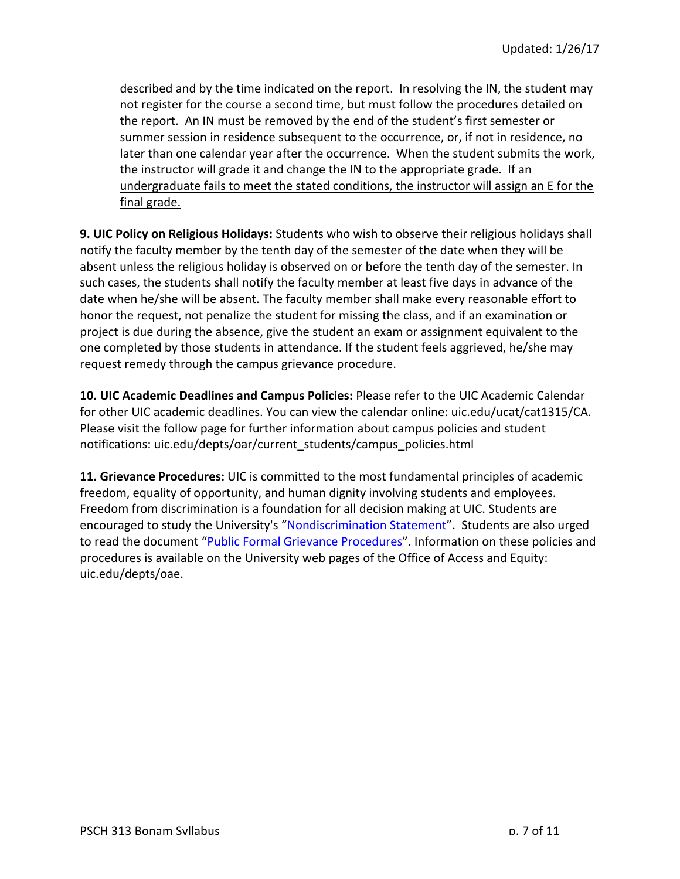described and by the time indicated on the report. In resolving the IN, the student may not register for the course a second time, but must follow the procedures detailed on the report. An IN must be removed by the end of the student's first semester or summer session in residence subsequent to the occurrence, or, if not in residence, no later than one calendar year after the occurrence. When the student submits the work, the instructor will grade it and change the IN to the appropriate grade. <u>If an undergraduate fails to meet the stated conditions, the instructor will assign an E for the final grade.</u>

**9. UIC Policy on Religious Holidays:** Students who wish to observe their religious holidays shall notify the faculty member by the tenth day of the semester of the date when they will be absent unless the religious holiday is observed on or before the tenth day of the semester. In such cases, the students shall notify the faculty member at least five days in advance of the date when he/she will be absent. The faculty member shall make every reasonable effort to honor the request, not penalize the student for missing the class, and if an examination or project is due during the absence, give the student an exam or assignment equivalent to the one completed by those students in attendance. If the student feels aggrieved, he/she may request remedy through the campus grievance procedure.

**10. UIC Academic Deadlines and Campus Policies:** Please refer to the UIC Academic Calendar for other UIC academic deadlines. You can view the calendar online: uic.edu/ucat/cat1315/CA. Please visit the follow page for further information about campus policies and student notifications: uic.edu/depts/oar/current_students/campus_policies.html

**11. Grievance Procedures:** UIC is committed to the most fundamental principles of academic freedom, equality of opportunity, and human dignity involving students and employees. Freedom from discrimination is a foundation for all decision making at UIC. Students are encouraged to study the University's "Nondiscrimination Statement". Students are also urged to read the document "Public Formal Grievance Procedures". Information on these policies and procedures is available on the University web pages of the Office of Access and Equity: uic.edu/depts/oae.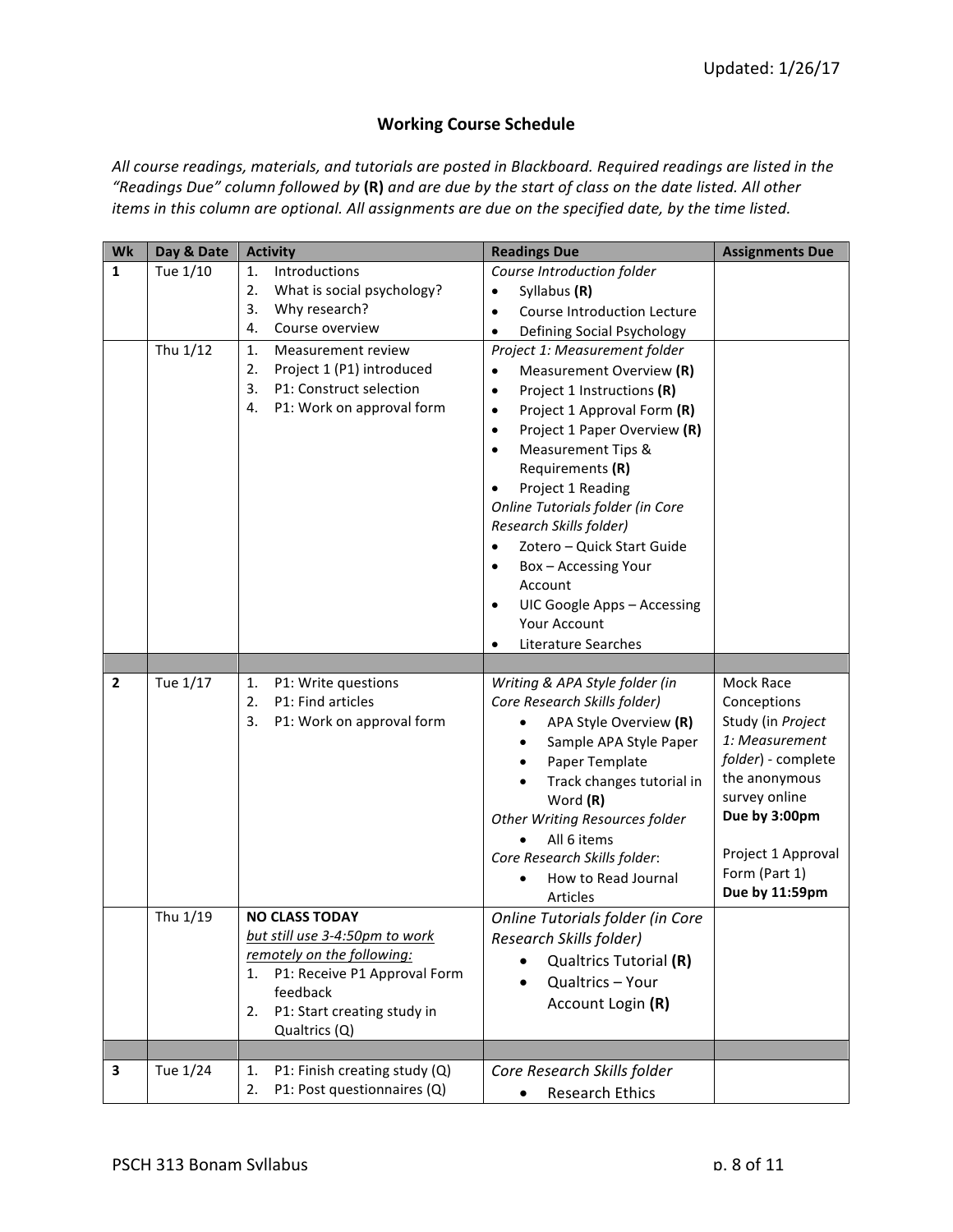Updated: 1/26/17

## Working Course Schedule

*All course readings, materials, and tutorials are posted in Blackboard. Required readings are listed in the "Readings Due" column followed by* **(R)** *and are due by the start of class on the date listed. All other items in this column are optional. All assignments are due on the specified date, by the time listed.*

| Wk | Day & Date | Activity | Readings Due | Assignments Due |
|---|---|---|---|---|
| **1** | Tue 1/10 | 1. Introductions<br>2. What is social psychology?<br>3. Why research?<br>4. Course overview | *Course Introduction folder*<br>• Syllabus **(R)**<br>• Course Introduction Lecture<br>• Defining Social Psychology | |
| | Thu 1/12 | 1. Measurement review<br>2. Project 1 (P1) introduced<br>3. P1: Construct selection<br>4. P1: Work on approval form | *Project 1: Measurement folder*<br>• Measurement Overview **(R)**<br>• Project 1 Instructions **(R)**<br>• Project 1 Approval Form **(R)**<br>• Project 1 Paper Overview **(R)**<br>• Measurement Tips & Requirements **(R)**<br>• Project 1 Reading<br>*Online Tutorials folder (in Core Research Skills folder)*<br>• Zotero – Quick Start Guide<br>• Box – Accessing Your Account<br>• UIC Google Apps – Accessing Your Account<br>• Literature Searches | |
| | | | | |
| **2** | Tue 1/17 | 1. P1: Write questions<br>2. P1: Find articles<br>3. P1: Work on approval form | *Writing & APA Style folder (in Core Research Skills folder)*<br>• APA Style Overview **(R)**<br>• Sample APA Style Paper<br>• Paper Template<br>• Track changes tutorial in Word **(R)**<br>*Other Writing Resources folder*<br>• All 6 items<br>*Core Research Skills folder*:<br>• How to Read Journal Articles | Mock Race Conceptions Study (in *Project 1: Measurement folder*) - complete the anonymous survey online **Due by 3:00pm**<br><br>Project 1 Approval Form (Part 1) **Due by 11:59pm** |
| | Thu 1/19 | **NO CLASS TODAY**<br><u>but still use 3-4:50pm to work remotely on the following:</u><br>1. P1: Receive P1 Approval Form feedback<br>2. P1: Start creating study in Qualtrics (Q) | *Online Tutorials folder (in Core Research Skills folder)*<br>• Qualtrics Tutorial **(R)**<br>• Qualtrics – Your Account Login **(R)** | |
| | | | | |
| **3** | Tue 1/24 | 1. P1: Finish creating study (Q)<br>2. P1: Post questionnaires (Q) | *Core Research Skills folder*<br>• Research Ethics | |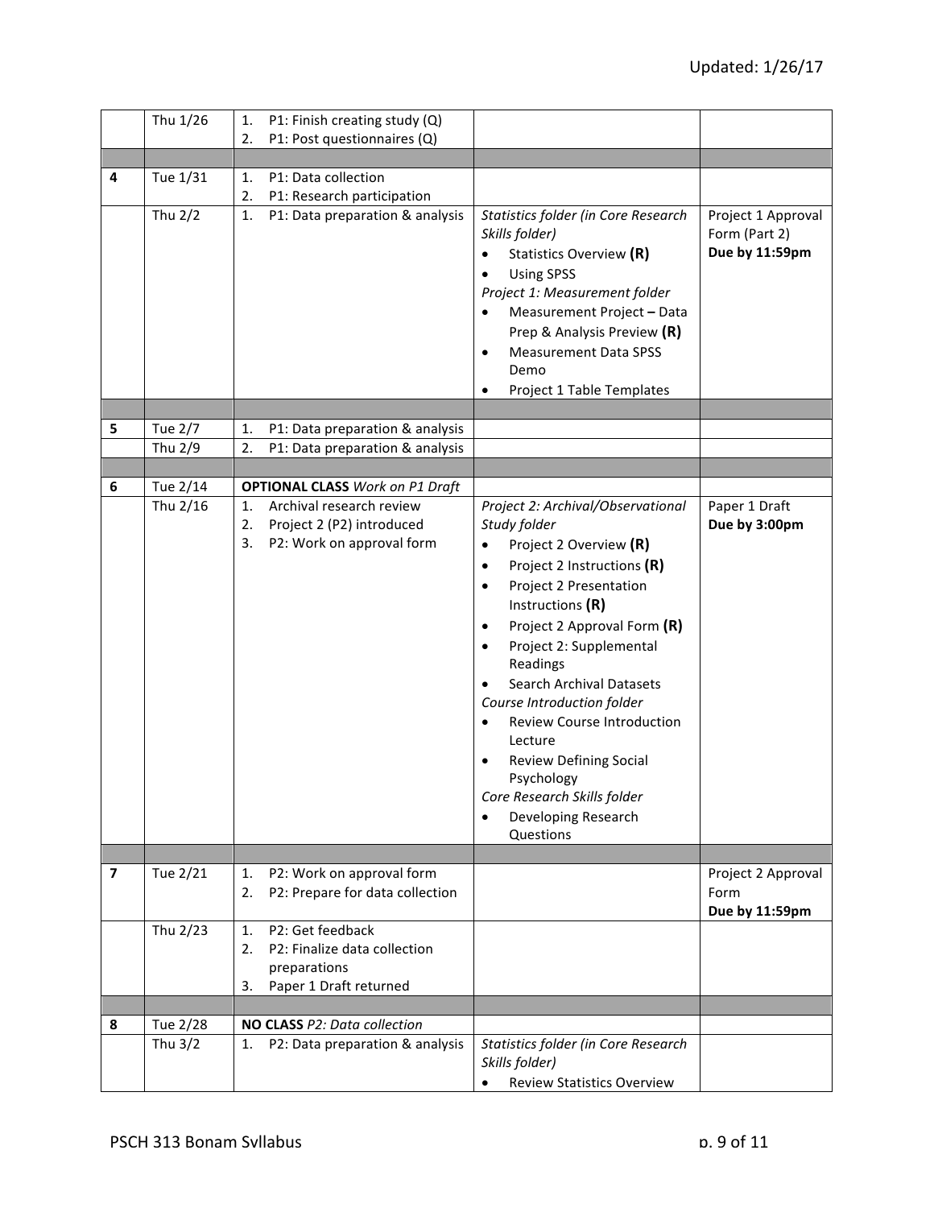| | | | | |
|---|---|---|---|---|
| | Thu 1/26 | 1. P1: Finish creating study (Q)<br>2. P1: Post questionnaires (Q) | | |
| | | | | |
| **4** | Tue 1/31 | 1. P1: Data collection<br>2. P1: Research participation | | |
| | Thu 2/2 | 1. P1: Data preparation & analysis | *Statistics folder (in Core Research Skills folder)*<br>• Statistics Overview **(R)**<br>• Using SPSS<br>*Project 1: Measurement folder*<br>• Measurement Project **–** Data Prep & Analysis Preview **(R)**<br>• Measurement Data SPSS Demo<br>• Project 1 Table Templates | Project 1 Approval Form (Part 2)<br>**Due by 11:59pm** |
| | | | | |
| **5** | Tue 2/7 | 1. P1: Data preparation & analysis | | |
| | Thu 2/9 | 2. P1: Data preparation & analysis | | |
| | | | | |
| **6** | Tue 2/14 | **OPTIONAL CLASS** *Work on P1 Draft* | | |
| | Thu 2/16 | 1. Archival research review<br>2. Project 2 (P2) introduced<br>3. P2: Work on approval form | *Project 2: Archival/Observational Study folder*<br>• Project 2 Overview **(R)**<br>• Project 2 Instructions **(R)**<br>• Project 2 Presentation Instructions **(R)**<br>• Project 2 Approval Form **(R)**<br>• Project 2: Supplemental Readings<br>• Search Archival Datasets<br>*Course Introduction folder*<br>• Review Course Introduction Lecture<br>• Review Defining Social Psychology<br>*Core Research Skills folder*<br>• Developing Research Questions | Paper 1 Draft<br>**Due by 3:00pm** |
| | | | | |
| **7** | Tue 2/21 | 1. P2: Work on approval form<br>2. P2: Prepare for data collection | | Project 2 Approval Form<br>**Due by 11:59pm** |
| | Thu 2/23 | 1. P2: Get feedback<br>2. P2: Finalize data collection preparations<br>3. Paper 1 Draft returned | | |
| | | | | |
| **8** | Tue 2/28 | **NO CLASS** *P2: Data collection* | | |
| | Thu 3/2 | 1. P2: Data preparation & analysis | *Statistics folder (in Core Research Skills folder)*<br>• Review Statistics Overview | |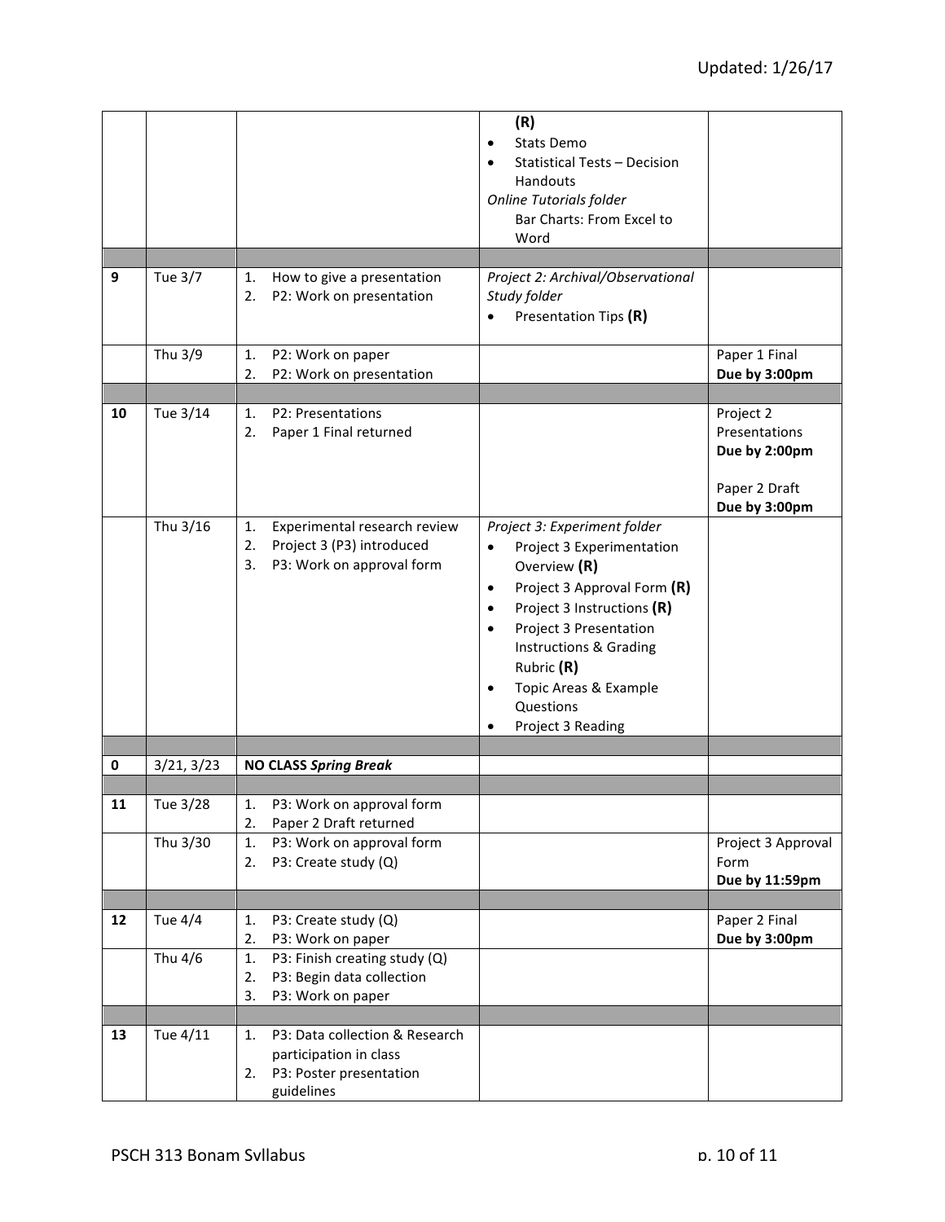| | | | | |
|---|---|---|---|---|
| | | | **(R)**<br>• Stats Demo<br>• Statistical Tests – Decision Handouts<br>*Online Tutorials folder*<br>Bar Charts: From Excel to Word | |
| | | | | |
| **9** | Tue 3/7 | 1. How to give a presentation<br>2. P2: Work on presentation | *Project 2: Archival/Observational Study folder*<br>• Presentation Tips **(R)** | |
| | Thu 3/9 | 1. P2: Work on paper<br>2. P2: Work on presentation | | Paper 1 Final<br>**Due by 3:00pm** |
| | | | | |
| **10** | Tue 3/14 | 1. P2: Presentations<br>2. Paper 1 Final returned | | Project 2 Presentations<br>**Due by 2:00pm**<br><br>Paper 2 Draft<br>**Due by 3:00pm** |
| | Thu 3/16 | 1. Experimental research review<br>2. Project 3 (P3) introduced<br>3. P3: Work on approval form | *Project 3: Experiment folder*<br>• Project 3 Experimentation Overview **(R)**<br>• Project 3 Approval Form **(R)**<br>• Project 3 Instructions **(R)**<br>• Project 3 Presentation Instructions & Grading Rubric **(R)**<br>• Topic Areas & Example Questions<br>• Project 3 Reading | |
| | | | | |
| **0** | 3/21, 3/23 | **NO CLASS** ***Spring Break*** | | |
| | | | | |
| **11** | Tue 3/28 | 1. P3: Work on approval form<br>2. Paper 2 Draft returned | | |
| | Thu 3/30 | 1. P3: Work on approval form<br>2. P3: Create study (Q) | | Project 3 Approval Form<br>**Due by 11:59pm** |
| | | | | |
| **12** | Tue 4/4 | 1. P3: Create study (Q)<br>2. P3: Work on paper | | Paper 2 Final<br>**Due by 3:00pm** |
| | Thu 4/6 | 1. P3: Finish creating study (Q)<br>2. P3: Begin data collection<br>3. P3: Work on paper | | |
| | | | | |
| **13** | Tue 4/11 | 1. P3: Data collection & Research participation in class<br>2. P3: Poster presentation guidelines | | |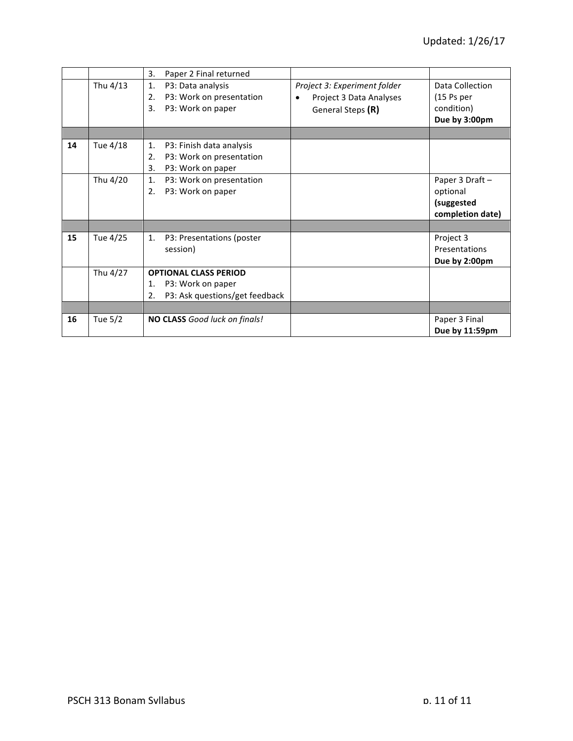| | | | | |
|---|---|---|---|---|
| | | 3. Paper 2 Final returned | | |
| | Thu 4/13 | 1. P3: Data analysis<br>2. P3: Work on presentation<br>3. P3: Work on paper | *Project 3: Experiment folder*<br>• Project 3 Data Analyses General Steps **(R)** | Data Collection (15 Ps per condition)<br>**Due by 3:00pm** |
| | | | | |
| **14** | Tue 4/18 | 1. P3: Finish data analysis<br>2. P3: Work on presentation<br>3. P3: Work on paper | | |
| | Thu 4/20 | 1. P3: Work on presentation<br>2. P3: Work on paper | | Paper 3 Draft – optional<br>**(suggested completion date)** |
| | | | | |
| **15** | Tue 4/25 | 1. P3: Presentations (poster session) | | Project 3 Presentations<br>**Due by 2:00pm** |
| | Thu 4/27 | **OPTIONAL CLASS PERIOD**<br>1. P3: Work on paper<br>2. P3: Ask questions/get feedback | | |
| | | | | |
| **16** | Tue 5/2 | **NO CLASS** *Good luck on finals!* | | Paper 3 Final<br>**Due by 11:59pm** |